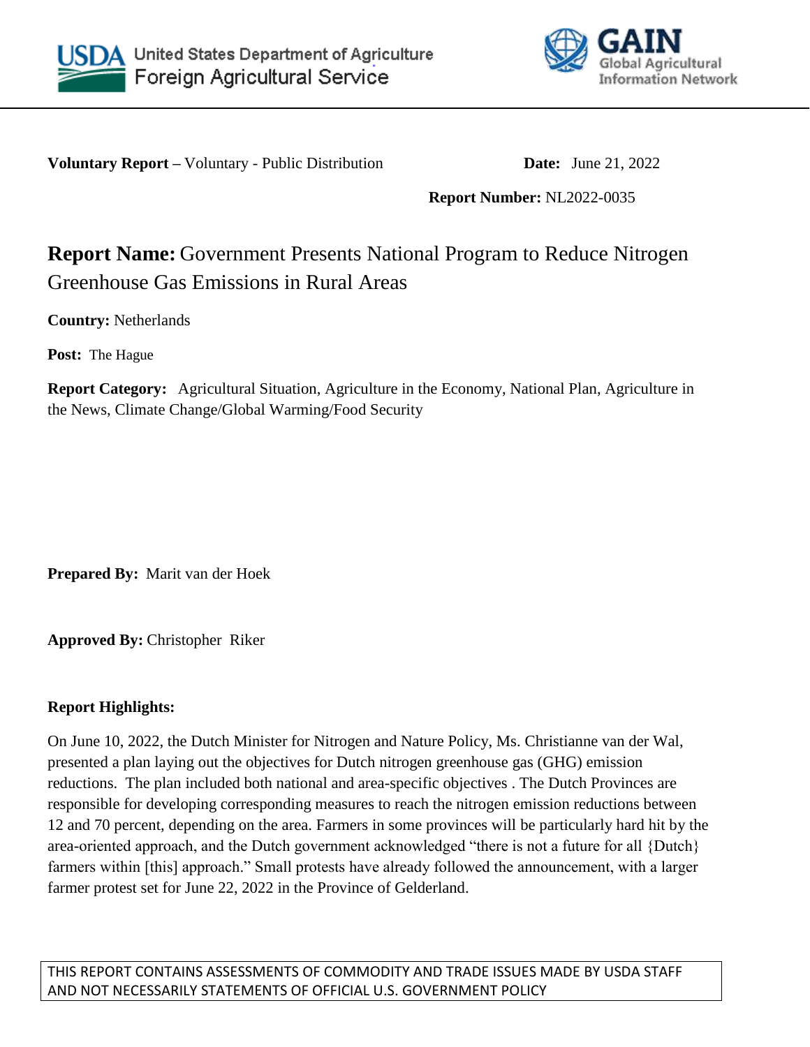United States Department of Agriculture
Foreign Agricultural Service

GAIN
Global Agricultural Information Network

**Voluntary Report –** Voluntary - Public Distribution

**Date:** June 21, 2022

**Report Number:** NL2022-0035

# **Report Name:** Government Presents National Program to Reduce Nitrogen Greenhouse Gas Emissions in Rural Areas

**Country:** Netherlands

**Post:** The Hague

**Report Category:** Agricultural Situation, Agriculture in the Economy, National Plan, Agriculture in the News, Climate Change/Global Warming/Food Security

**Prepared By:** Marit van der Hoek

**Approved By:** Christopher Riker

**Report Highlights:**

On June 10, 2022, the Dutch Minister for Nitrogen and Nature Policy, Ms. Christianne van der Wal, presented a plan laying out the objectives for Dutch nitrogen greenhouse gas (GHG) emission reductions. The plan included both national and area-specific objectives . The Dutch Provinces are responsible for developing corresponding measures to reach the nitrogen emission reductions between 12 and 70 percent, depending on the area. Farmers in some provinces will be particularly hard hit by the area-oriented approach, and the Dutch government acknowledged "there is not a future for all {Dutch} farmers within [this] approach." Small protests have already followed the announcement, with a larger farmer protest set for June 22, 2022 in the Province of Gelderland.

THIS REPORT CONTAINS ASSESSMENTS OF COMMODITY AND TRADE ISSUES MADE BY USDA STAFF AND NOT NECESSARILY STATEMENTS OF OFFICIAL U.S. GOVERNMENT POLICY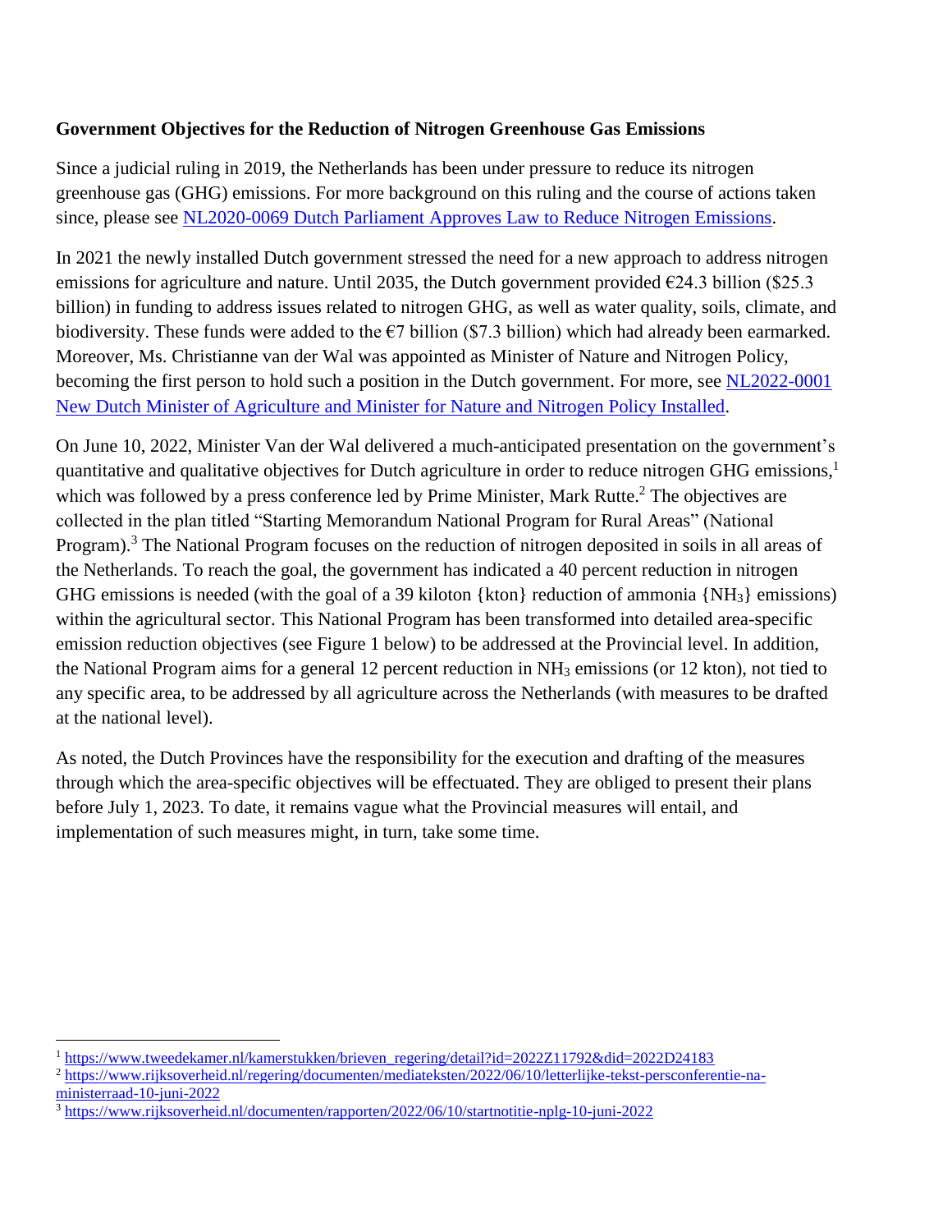**Government Objectives for the Reduction of Nitrogen Greenhouse Gas Emissions**

Since a judicial ruling in 2019, the Netherlands has been under pressure to reduce its nitrogen greenhouse gas (GHG) emissions. For more background on this ruling and the course of actions taken since, please see [NL2020-0069 Dutch Parliament Approves Law to Reduce Nitrogen Emissions](#).

In 2021 the newly installed Dutch government stressed the need for a new approach to address nitrogen emissions for agriculture and nature. Until 2035, the Dutch government provided €24.3 billion ($25.3 billion) in funding to address issues related to nitrogen GHG, as well as water quality, soils, climate, and biodiversity. These funds were added to the €7 billion ($7.3 billion) which had already been earmarked. Moreover, Ms. Christianne van der Wal was appointed as Minister of Nature and Nitrogen Policy, becoming the first person to hold such a position in the Dutch government. For more, see [NL2022-0001 New Dutch Minister of Agriculture and Minister for Nature and Nitrogen Policy Installed](#).

On June 10, 2022, Minister Van der Wal delivered a much-anticipated presentation on the government's quantitative and qualitative objectives for Dutch agriculture in order to reduce nitrogen GHG emissions,[1] which was followed by a press conference led by Prime Minister, Mark Rutte.[2] The objectives are collected in the plan titled "Starting Memorandum National Program for Rural Areas" (National Program).[3] The National Program focuses on the reduction of nitrogen deposited in soils in all areas of the Netherlands. To reach the goal, the government has indicated a 40 percent reduction in nitrogen GHG emissions is needed (with the goal of a 39 kiloton {kton} reduction of ammonia {$NH_3$} emissions) within the agricultural sector. This National Program has been transformed into detailed area-specific emission reduction objectives (see Figure 1 below) to be addressed at the Provincial level. In addition, the National Program aims for a general 12 percent reduction in $NH_3$ emissions (or 12 kton), not tied to any specific area, to be addressed by all agriculture across the Netherlands (with measures to be drafted at the national level).

As noted, the Dutch Provinces have the responsibility for the execution and drafting of the measures through which the area-specific objectives will be effectuated. They are obliged to present their plans before July 1, 2023. To date, it remains vague what the Provincial measures will entail, and implementation of such measures might, in turn, take some time.

---

[1] https://www.tweedekamer.nl/kamerstukken/brieven_regering/detail?id=2022Z11792&did=2022D24183

[2] https://www.rijksoverheid.nl/regering/documenten/mediateksten/2022/06/10/letterlijke-tekst-persconferentie-na-ministerraad-10-juni-2022

[3] https://www.rijksoverheid.nl/documenten/rapporten/2022/06/10/startnotitie-nplg-10-juni-2022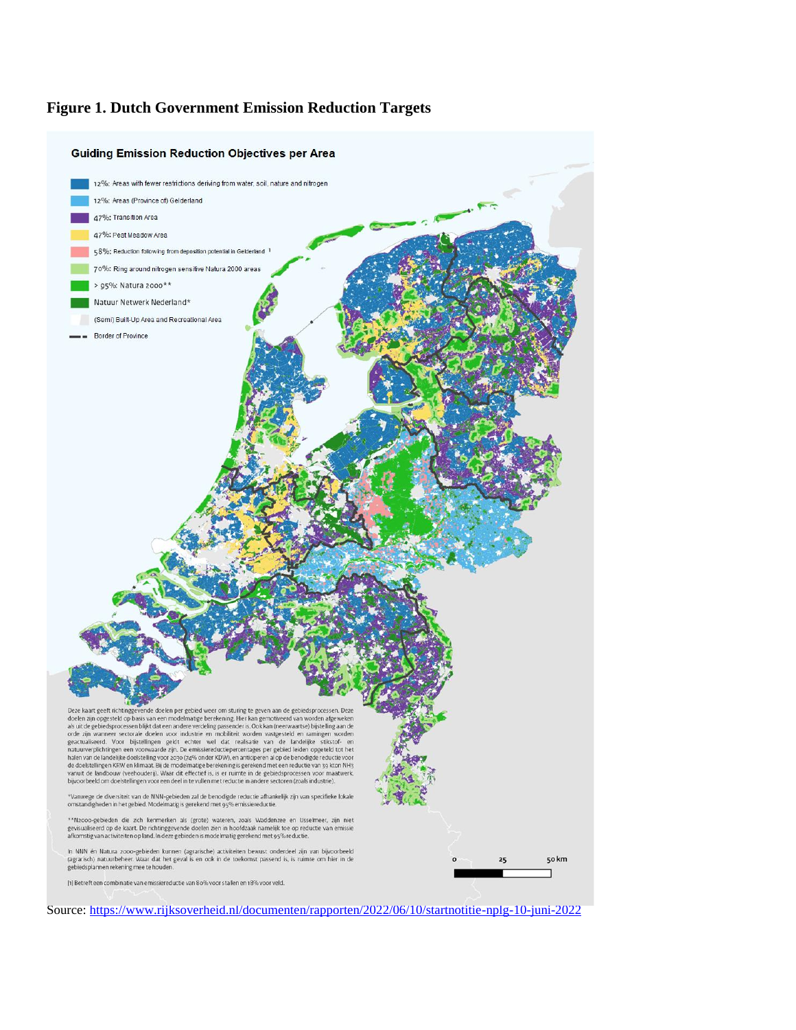**Figure 1. Dutch Government Emission Reduction Targets**

**Guiding Emission Reduction Objectives per Area**

- 12%: Areas with fewer restrictions deriving from water, soil, nature and nitrogen
- 12%: Areas (Province of) Gelderland
- 47%: Transition Area
- 47%: Peat Meadow Area
- 58%: Reduction following from deposition potential in Gelderland [1]
- 70%: Ring around nitrogen sensitive Natura 2000 areas
- > 95%: Natura 2000**
- Natuur Netwerk Nederland*
- (Semi) Built-Up Area and Recreational Area
- Border of Province

Deze kaart geeft richtinggevende doelen per gebied weer om sturing te geven aan de gebiedsprocessen. Deze doelen zijn opgesteld op basis van een modelmatige berekening. Hier kan gemotiveerd van worden afgeweken als uit de gebiedsprocessen blijkt dat een andere verdeling passender is. Ook kan (neerwaartse) bijstelling aan de orde zijn wanneer sectorale doelen voor industrie en mobiliteit worden vastgesteld en ramingen worden geactualiseerd. Voor bijstellingen geldt echter wel dat realisatie van de landelijke stikstof- en natuurverplichtingen een voorwaarde zijn. De emissiereductiepercentages per gebied leiden opgeteld tot het halen van de landelijke doelstelling voor 2030 (74% onder KDW), en anticiperen al op de benodigde reductie voor de doelstellingen KRW en klimaat. Bij de modelmatige berekening is gerekend met een reductie van 39 kton NH3 vanuit de landbouw (veehouderij). Waar dit effectief is, is er ruimte in de gebiedsprocessen voor maatwerk, bijvoorbeeld om doelstellingen voor een deel in te vullen met reductie in andere sectoren (zoals industrie).

*Vanwege de diversiteit van de NNN-gebieden zal de benodigde reductie afhankelijk zijn van specifieke lokale omstandigheden in het gebied. Modelmatig is gerekend met 95% emissiereductie.

**N2000-gebieden die zich kenmerken als (grote) wateren, zoals Waddenzee en IJsselmeer, zijn niet gevisualiseerd op de kaart. De richtinggevende doelen zien in hoofdzaak namelijk toe op reductie van emissie afkomstig van activiteiten op land. In deze gebieden is modelmatig gerekend met 95% reductie.

In NNN én Natura 2000-gebieden kunnen (agrarische) activiteiten bewust onderdeel zijn van bijvoorbeeld (agrarisch) natuurbeheer. Waar dat het geval is en ook in de toekomst passend is, is ruimte om hier in de gebiedsplannen rekening mee te houden.

[1] Betreft een combinatie van emissiereductie van 80% voor stallen en 18% voor veld.

0 25 50 km

Source: https://www.rijksoverheid.nl/documenten/rapporten/2022/06/10/startnotitie-nplg-10-juni-2022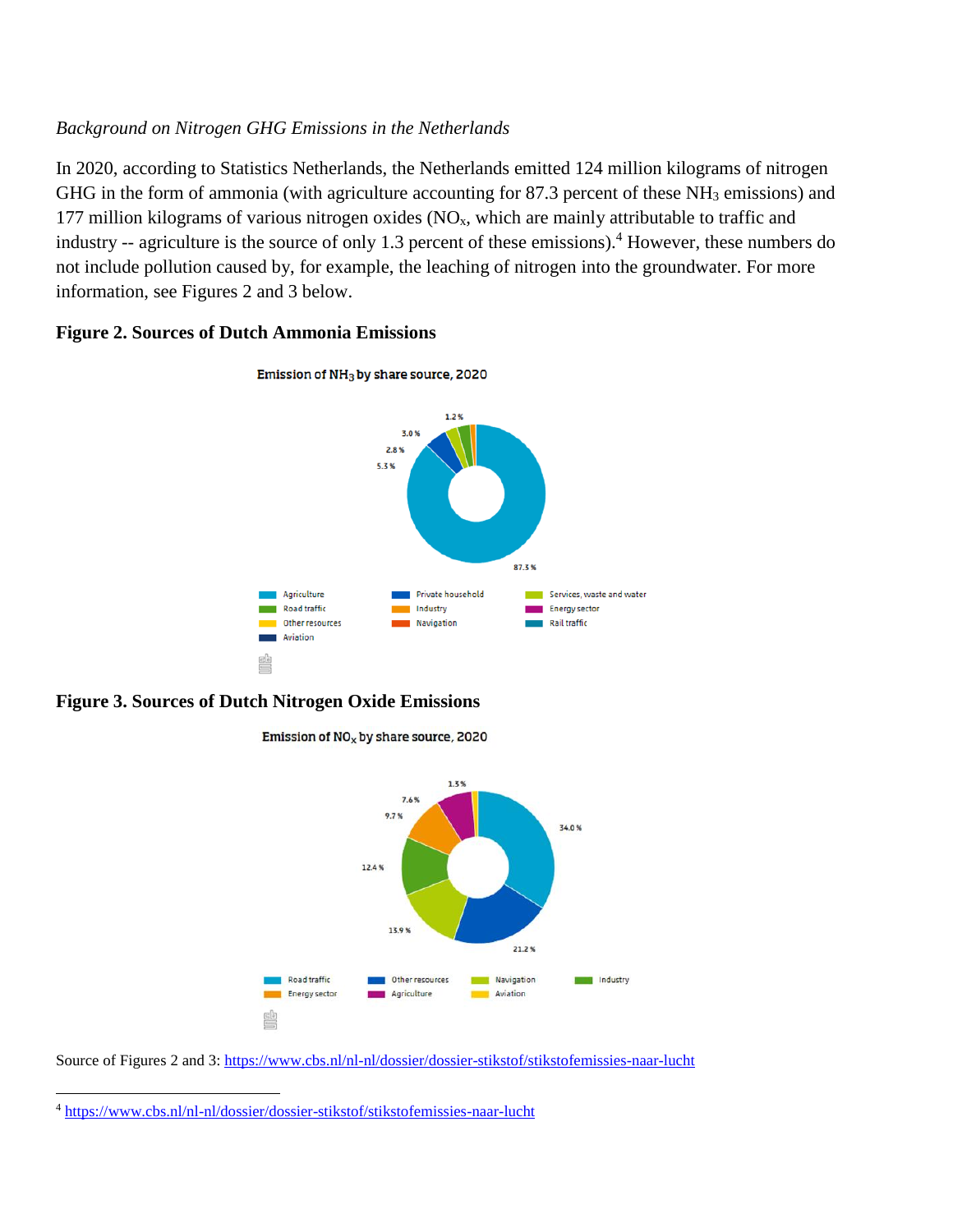*Background on Nitrogen GHG Emissions in the Netherlands*

In 2020, according to Statistics Netherlands, the Netherlands emitted 124 million kilograms of nitrogen GHG in the form of ammonia (with agriculture accounting for 87.3 percent of these $NH_3$ emissions) and 177 million kilograms of various nitrogen oxides ($NO_x$, which are mainly attributable to traffic and industry -- agriculture is the source of only 1.3 percent of these emissions).[4] However, these numbers do not include pollution caused by, for example, the leaching of nitrogen into the groundwater. For more information, see Figures 2 and 3 below.

**Figure 2. Sources of Dutch Ammonia Emissions**

Emission of $NH_3$ by share source, 2020

87.3 %, 5.3 %, 2.8 %, 3.0 %, 1.2 %

Agriculture; Private household; Services, waste and water; Road traffic; Industry; Energy sector; Other resources; Navigation; Rail traffic; Aviation

**Figure 3. Sources of Dutch Nitrogen Oxide Emissions**

Emission of $NO_x$ by share source, 2020

34.0 %, 21.2 %, 13.9 %, 12.4 %, 9.7 %, 7.6 %, 1.5 %

Road traffic; Other resources; Navigation; Industry; Energy sector; Agriculture; Aviation

Source of Figures 2 and 3: https://www.cbs.nl/nl-nl/dossier/dossier-stikstof/stikstofemissies-naar-lucht

[4] https://www.cbs.nl/nl-nl/dossier/dossier-stikstof/stikstofemissies-naar-lucht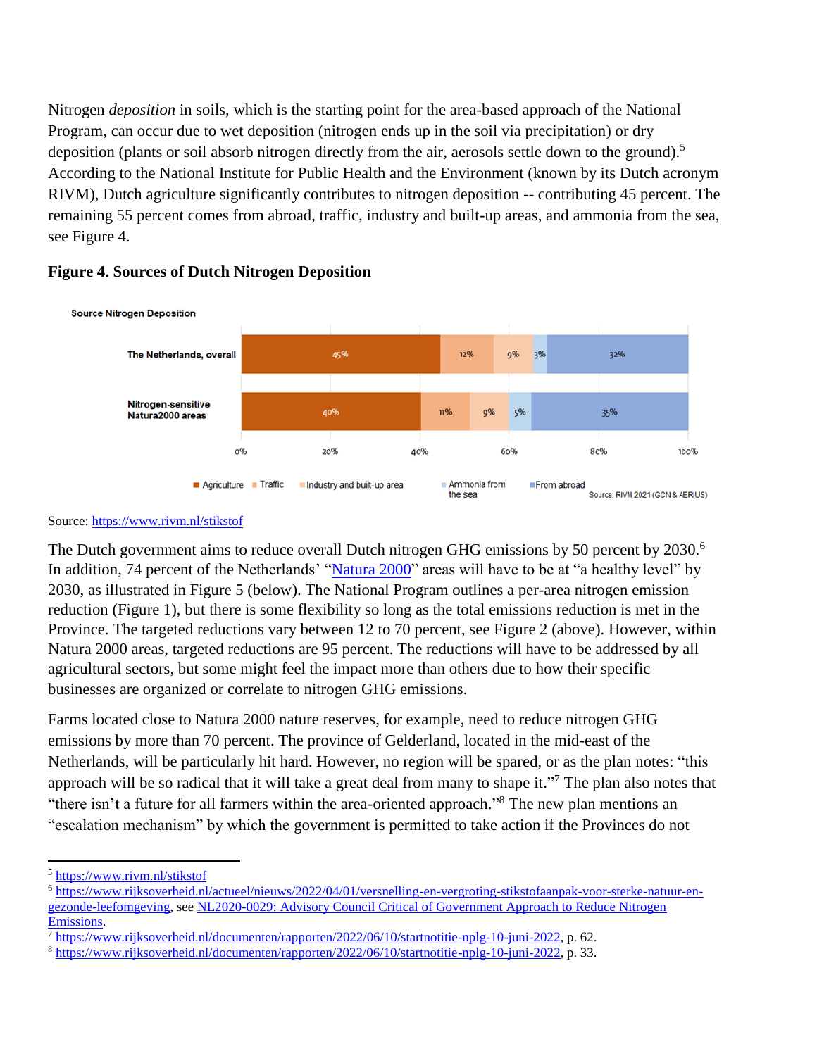Nitrogen *deposition* in soils, which is the starting point for the area-based approach of the National Program, can occur due to wet deposition (nitrogen ends up in the soil via precipitation) or dry deposition (plants or soil absorb nitrogen directly from the air, aerosols settle down to the ground).[5] According to the National Institute for Public Health and the Environment (known by its Dutch acronym RIVM), Dutch agriculture significantly contributes to nitrogen deposition -- contributing 45 percent. The remaining 55 percent comes from abroad, traffic, industry and built-up areas, and ammonia from the sea, see Figure 4.

**Figure 4. Sources of Dutch Nitrogen Deposition**

Source Nitrogen Deposition

| | Agriculture | Traffic | Industry and built-up area | Ammonia from the sea | From abroad |
|---|---|---|---|---|---|
| The Netherlands, overall | 45% | 12% | 9% | 3% | 32% |
| Nitrogen-sensitive Natura2000 areas | 40% | 11% | 9% | 5% | 35% |

Source: RIVM 2021 (GCN & AERIUS)

Source: https://www.rivm.nl/stikstof

The Dutch government aims to reduce overall Dutch nitrogen GHG emissions by 50 percent by 2030.[6] In addition, 74 percent of the Netherlands' "Natura 2000" areas will have to be at "a healthy level" by 2030, as illustrated in Figure 5 (below). The National Program outlines a per-area nitrogen emission reduction (Figure 1), but there is some flexibility so long as the total emissions reduction is met in the Province. The targeted reductions vary between 12 to 70 percent, see Figure 2 (above). However, within Natura 2000 areas, targeted reductions are 95 percent. The reductions will have to be addressed by all agricultural sectors, but some might feel the impact more than others due to how their specific businesses are organized or correlate to nitrogen GHG emissions.

Farms located close to Natura 2000 nature reserves, for example, need to reduce nitrogen GHG emissions by more than 70 percent. The province of Gelderland, located in the mid-east of the Netherlands, will be particularly hit hard. However, no region will be spared, or as the plan notes: "this approach will be so radical that it will take a great deal from many to shape it."[7] The plan also notes that "there isn't a future for all farmers within the area-oriented approach."[8] The new plan mentions an "escalation mechanism" by which the government is permitted to take action if the Provinces do not

---

[5] https://www.rivm.nl/stikstof

[6] https://www.rijksoverheid.nl/actueel/nieuws/2022/04/01/versnelling-en-vergroting-stikstofaanpak-voor-sterke-natuur-en-gezonde-leefomgeving, see NL2020-0029: Advisory Council Critical of Government Approach to Reduce Nitrogen Emissions.

[7] https://www.rijksoverheid.nl/documenten/rapporten/2022/06/10/startnotitie-nplg-10-juni-2022, p. 62.

[8] https://www.rijksoverheid.nl/documenten/rapporten/2022/06/10/startnotitie-nplg-10-juni-2022, p. 33.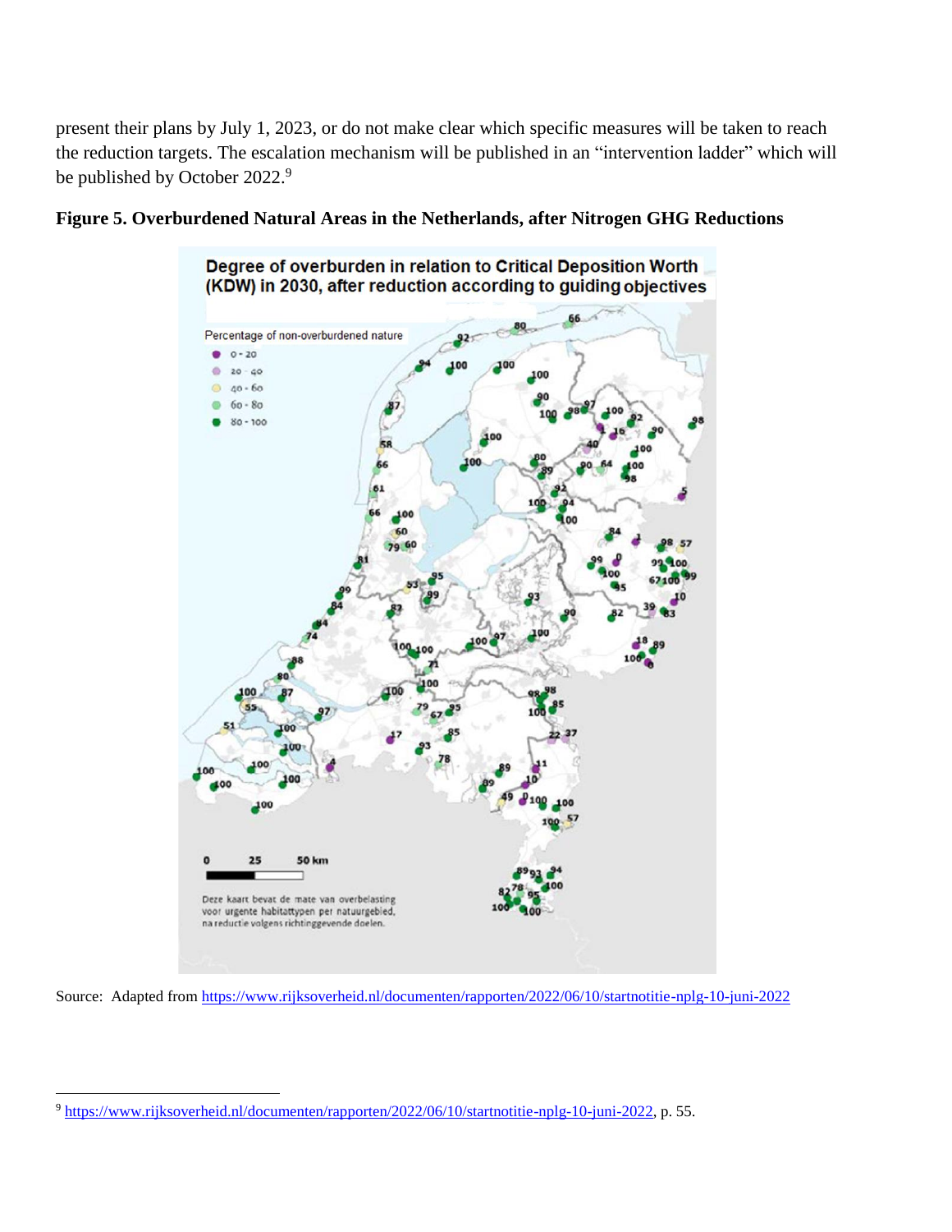present their plans by July 1, 2023, or do not make clear which specific measures will be taken to reach the reduction targets. The escalation mechanism will be published in an "intervention ladder" which will be published by October 2022.[9]

**Figure 5. Overburdened Natural Areas in the Netherlands, after Nitrogen GHG Reductions**

Source: Adapted from https://www.rijksoverheid.nl/documenten/rapporten/2022/06/10/startnotitie-nplg-10-juni-2022

[9] https://www.rijksoverheid.nl/documenten/rapporten/2022/06/10/startnotitie-nplg-10-juni-2022, p. 55.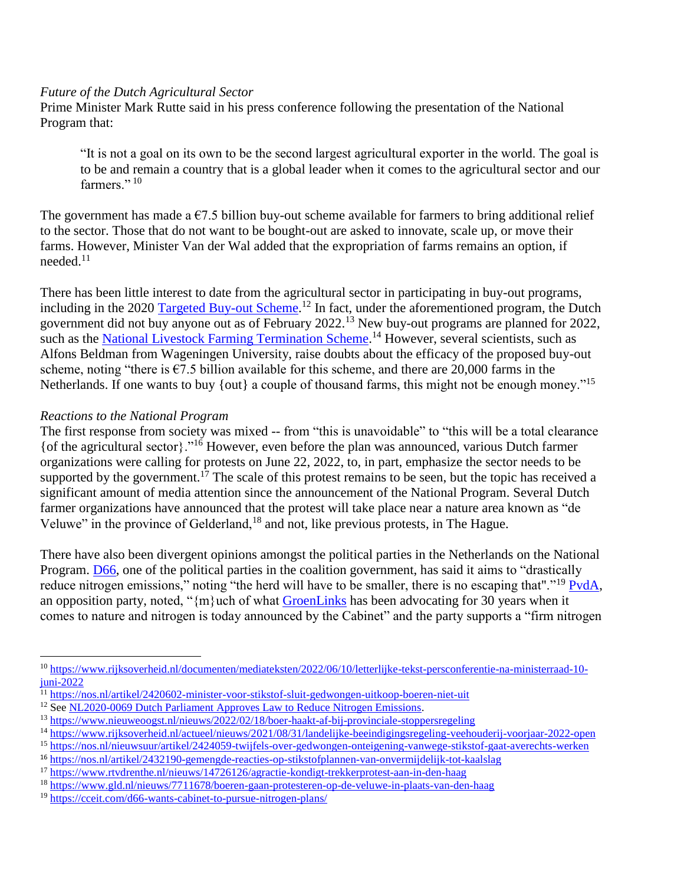*Future of the Dutch Agricultural Sector*

Prime Minister Mark Rutte said in his press conference following the presentation of the National Program that:

> "It is not a goal on its own to be the second largest agricultural exporter in the world. The goal is to be and remain a country that is a global leader when it comes to the agricultural sector and our farmers." [10]

The government has made a €7.5 billion buy-out scheme available for farmers to bring additional relief to the sector. Those that do not want to be bought-out are asked to innovate, scale up, or move their farms. However, Minister Van der Wal added that the expropriation of farms remains an option, if needed.[11]

There has been little interest to date from the agricultural sector in participating in buy-out programs, including in the 2020 Targeted Buy-out Scheme.[12] In fact, under the aforementioned program, the Dutch government did not buy anyone out as of February 2022.[13] New buy-out programs are planned for 2022, such as the National Livestock Farming Termination Scheme.[14] However, several scientists, such as Alfons Beldman from Wageningen University, raise doubts about the efficacy of the proposed buy-out scheme, noting "there is €7.5 billion available for this scheme, and there are 20,000 farms in the Netherlands. If one wants to buy {out} a couple of thousand farms, this might not be enough money."[15]

*Reactions to the National Program*

The first response from society was mixed -- from "this is unavoidable" to "this will be a total clearance {of the agricultural sector}."[16] However, even before the plan was announced, various Dutch farmer organizations were calling for protests on June 22, 2022, to, in part, emphasize the sector needs to be supported by the government.[17] The scale of this protest remains to be seen, but the topic has received a significant amount of media attention since the announcement of the National Program. Several Dutch farmer organizations have announced that the protest will take place near a nature area known as "de Veluwe" in the province of Gelderland,[18] and not, like previous protests, in The Hague.

There have also been divergent opinions amongst the political parties in the Netherlands on the National Program. D66, one of the political parties in the coalition government, has said it aims to "drastically reduce nitrogen emissions," noting "the herd will have to be smaller, there is no escaping that"."[19] PvdA, an opposition party, noted, "{m}uch of what GroenLinks has been advocating for 30 years when it comes to nature and nitrogen is today announced by the Cabinet" and the party supports a "firm nitrogen

---

[10] https://www.rijksoverheid.nl/documenten/mediateksten/2022/06/10/letterlijke-tekst-persconferentie-na-ministerraad-10-juni-2022

[11] https://nos.nl/artikel/2420602-minister-voor-stikstof-sluit-gedwongen-uitkoop-boeren-niet-uit

[12] See NL2020-0069 Dutch Parliament Approves Law to Reduce Nitrogen Emissions.

[13] https://www.nieuweoogst.nl/nieuws/2022/02/18/boer-haakt-af-bij-provinciale-stoppersregeling

[14] https://www.rijksoverheid.nl/actueel/nieuws/2021/08/31/landelijke-beeindigingsregeling-veehouderij-voorjaar-2022-open

[15] https://nos.nl/nieuwsuur/artikel/2424059-twijfels-over-gedwongen-onteigening-vanwege-stikstof-gaat-averechts-werken

[16] https://nos.nl/artikel/2432190-gemengde-reacties-op-stikstofplannen-van-onvermijdelijk-tot-kaalslag

[17] https://www.rtvdrenthe.nl/nieuws/14726126/agractie-kondigt-trekkerprotest-aan-in-den-haag

[18] https://www.gld.nl/nieuws/7711678/boeren-gaan-protesteren-op-de-veluwe-in-plaats-van-den-haag

[19] https://cceit.com/d66-wants-cabinet-to-pursue-nitrogen-plans/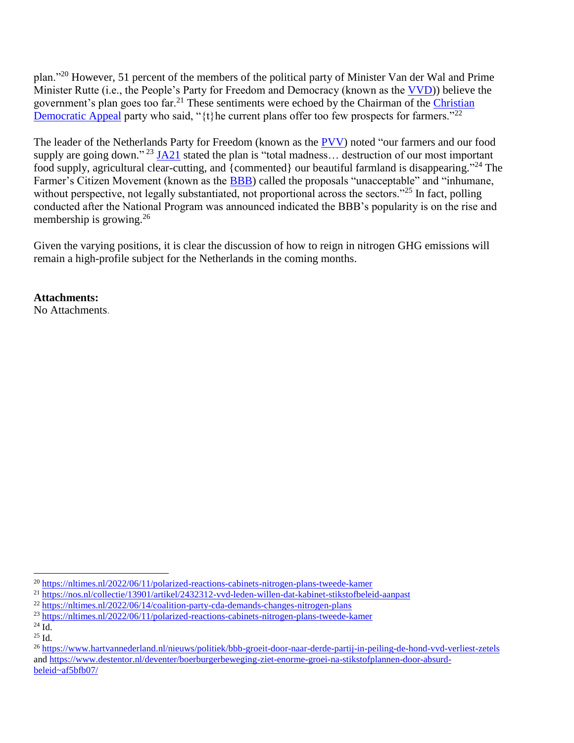plan."[20] However, 51 percent of the members of the political party of Minister Van der Wal and Prime Minister Rutte (i.e., the People's Party for Freedom and Democracy (known as the VVD)) believe the government's plan goes too far.[21] These sentiments were echoed by the Chairman of the Christian Democratic Appeal party who said, "{t}he current plans offer too few prospects for farmers."[22]

The leader of the Netherlands Party for Freedom (known as the PVV) noted "our farmers and our food supply are going down."[23] JA21 stated the plan is "total madness… destruction of our most important food supply, agricultural clear-cutting, and {commented} our beautiful farmland is disappearing."[24] The Farmer's Citizen Movement (known as the BBB) called the proposals "unacceptable" and "inhumane, without perspective, not legally substantiated, not proportional across the sectors."[25] In fact, polling conducted after the National Program was announced indicated the BBB's popularity is on the rise and membership is growing.[26]

Given the varying positions, it is clear the discussion of how to reign in nitrogen GHG emissions will remain a high-profile subject for the Netherlands in the coming months.

**Attachments:**
No Attachments.

---

[20] https://nltimes.nl/2022/06/11/polarized-reactions-cabinets-nitrogen-plans-tweede-kamer
[21] https://nos.nl/collectie/13901/artikel/2432312-vvd-leden-willen-dat-kabinet-stikstofbeleid-aanpast
[22] https://nltimes.nl/2022/06/14/coalition-party-cda-demands-changes-nitrogen-plans
[23] https://nltimes.nl/2022/06/11/polarized-reactions-cabinets-nitrogen-plans-tweede-kamer
[24] Id.
[25] Id.
[26] https://www.hartvannederland.nl/nieuws/politiek/bbb-groeit-door-naar-derde-partij-in-peiling-de-hond-vvd-verliest-zetels and https://www.destentor.nl/deventer/boerburgerbeweging-ziet-enorme-groei-na-stikstofplannen-door-absurd-beleid~af5bfb07/